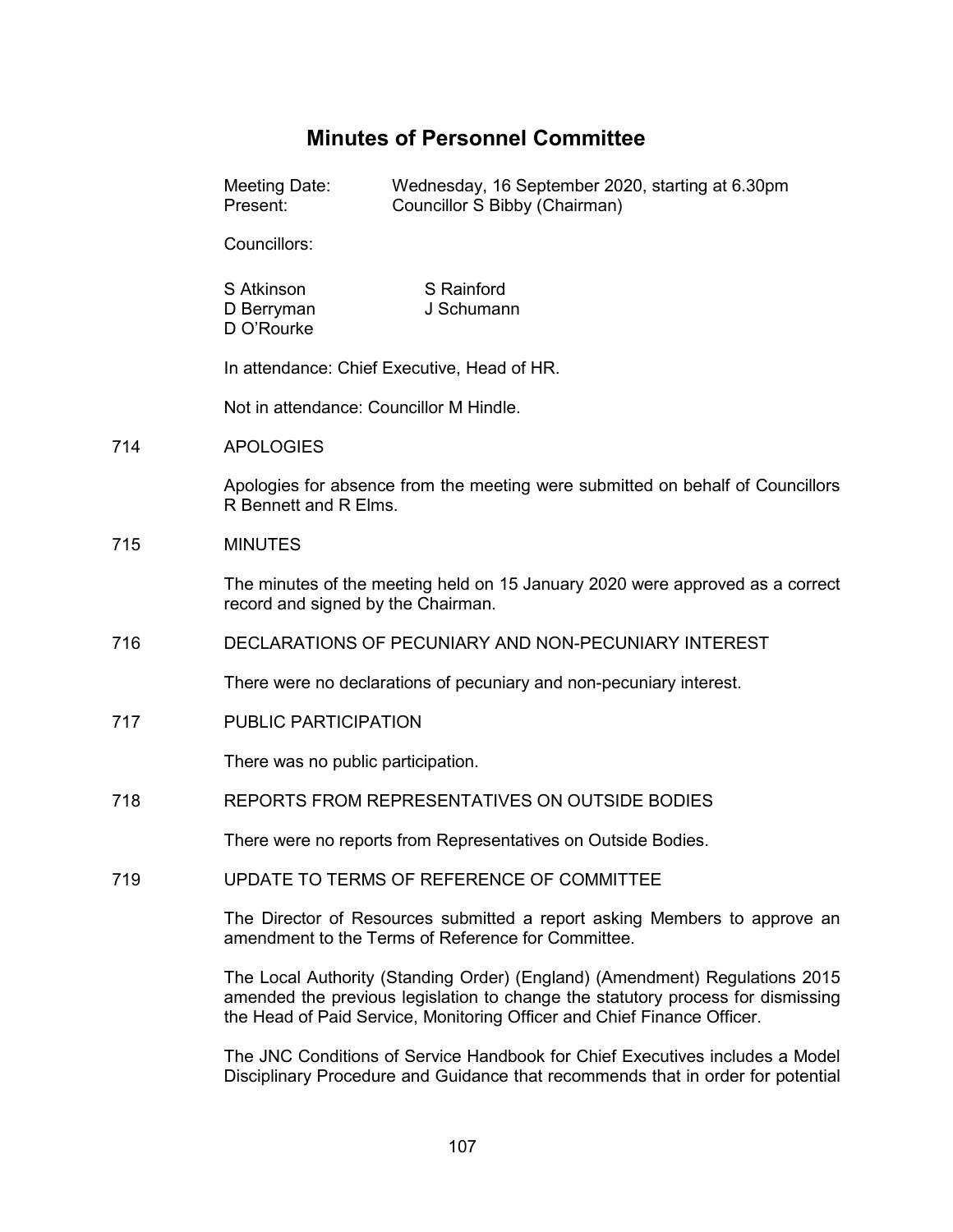# Minutes of Personnel Committee

Meeting Date: Wednesday, 16 September 2020, starting at 6.30pm
Present: Councillor S Bibby (Chairman)

Councillors:

S Atkinson
D Berryman
D O'Rourke
S Rainford
J Schumann

In attendance: Chief Executive, Head of HR.

Not in attendance: Councillor M Hindle.

714 APOLOGIES

Apologies for absence from the meeting were submitted on behalf of Councillors R Bennett and R Elms.

715 MINUTES

The minutes of the meeting held on 15 January 2020 were approved as a correct record and signed by the Chairman.

716 DECLARATIONS OF PECUNIARY AND NON-PECUNIARY INTEREST

There were no declarations of pecuniary and non-pecuniary interest.

717 PUBLIC PARTICIPATION

There was no public participation.

718 REPORTS FROM REPRESENTATIVES ON OUTSIDE BODIES

There were no reports from Representatives on Outside Bodies.

719 UPDATE TO TERMS OF REFERENCE OF COMMITTEE

The Director of Resources submitted a report asking Members to approve an amendment to the Terms of Reference for Committee.

The Local Authority (Standing Order) (England) (Amendment) Regulations 2015 amended the previous legislation to change the statutory process for dismissing the Head of Paid Service, Monitoring Officer and Chief Finance Officer.

The JNC Conditions of Service Handbook for Chief Executives includes a Model Disciplinary Procedure and Guidance that recommends that in order for potential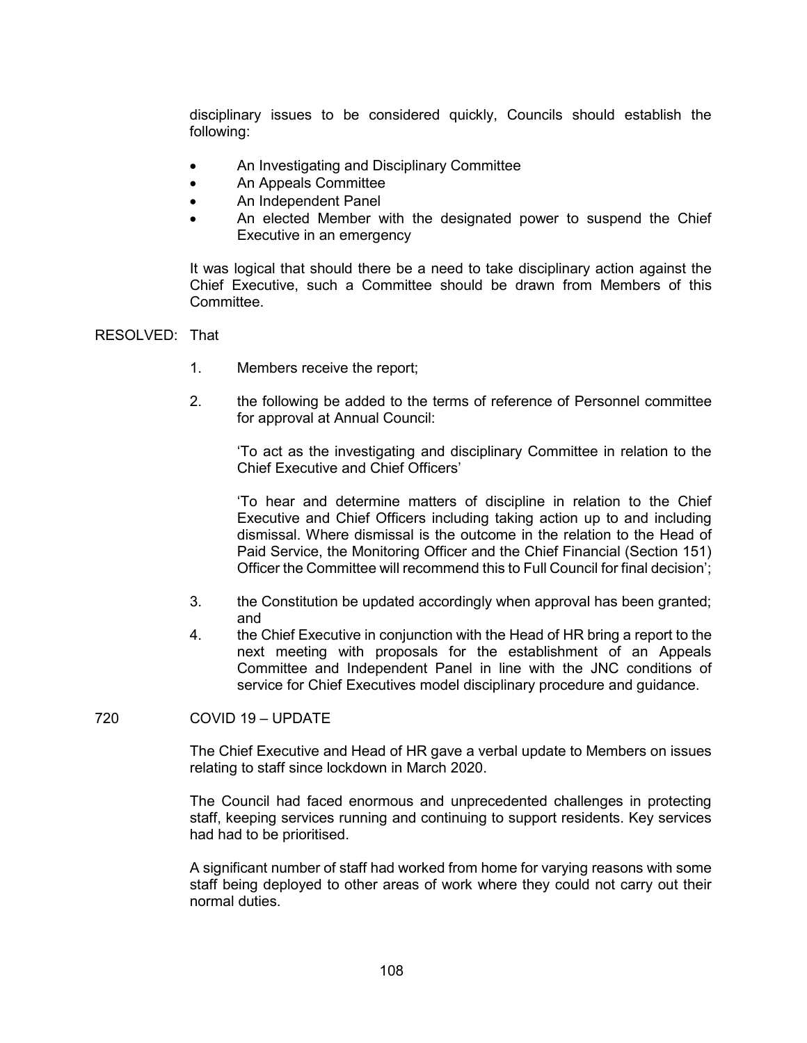disciplinary issues to be considered quickly, Councils should establish the following:

- An Investigating and Disciplinary Committee
- An Appeals Committee
- An Independent Panel
- An elected Member with the designated power to suspend the Chief Executive in an emergency

It was logical that should there be a need to take disciplinary action against the Chief Executive, such a Committee should be drawn from Members of this Committee.

RESOLVED: That

1. Members receive the report;

2. the following be added to the terms of reference of Personnel committee for approval at Annual Council:

   ‘To act as the investigating and disciplinary Committee in relation to the Chief Executive and Chief Officers’

   ‘To hear and determine matters of discipline in relation to the Chief Executive and Chief Officers including taking action up to and including dismissal. Where dismissal is the outcome in the relation to the Head of Paid Service, the Monitoring Officer and the Chief Financial (Section 151) Officer the Committee will recommend this to Full Council for final decision’;

3. the Constitution be updated accordingly when approval has been granted; and
4. the Chief Executive in conjunction with the Head of HR bring a report to the next meeting with proposals for the establishment of an Appeals Committee and Independent Panel in line with the JNC conditions of service for Chief Executives model disciplinary procedure and guidance.

## 720 COVID 19 – UPDATE

The Chief Executive and Head of HR gave a verbal update to Members on issues relating to staff since lockdown in March 2020.

The Council had faced enormous and unprecedented challenges in protecting staff, keeping services running and continuing to support residents. Key services had had to be prioritised.

A significant number of staff had worked from home for varying reasons with some staff being deployed to other areas of work where they could not carry out their normal duties.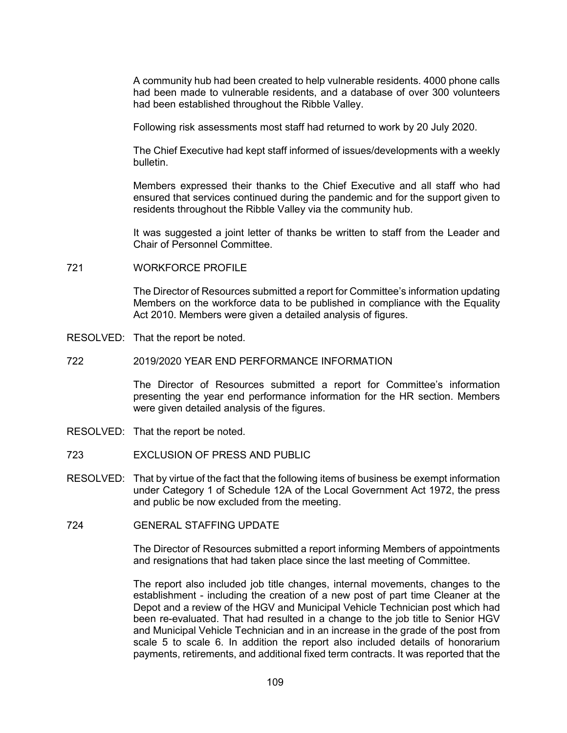A community hub had been created to help vulnerable residents. 4000 phone calls had been made to vulnerable residents, and a database of over 300 volunteers had been established throughout the Ribble Valley.

Following risk assessments most staff had returned to work by 20 July 2020.

The Chief Executive had kept staff informed of issues/developments with a weekly bulletin.

Members expressed their thanks to the Chief Executive and all staff who had ensured that services continued during the pandemic and for the support given to residents throughout the Ribble Valley via the community hub.

It was suggested a joint letter of thanks be written to staff from the Leader and Chair of Personnel Committee.

721 WORKFORCE PROFILE

The Director of Resources submitted a report for Committee's information updating Members on the workforce data to be published in compliance with the Equality Act 2010. Members were given a detailed analysis of figures.

RESOLVED: That the report be noted.

722 2019/2020 YEAR END PERFORMANCE INFORMATION

The Director of Resources submitted a report for Committee's information presenting the year end performance information for the HR section. Members were given detailed analysis of the figures.

RESOLVED: That the report be noted.

723 EXCLUSION OF PRESS AND PUBLIC

RESOLVED: That by virtue of the fact that the following items of business be exempt information under Category 1 of Schedule 12A of the Local Government Act 1972, the press and public be now excluded from the meeting.

724 GENERAL STAFFING UPDATE

The Director of Resources submitted a report informing Members of appointments and resignations that had taken place since the last meeting of Committee.

The report also included job title changes, internal movements, changes to the establishment - including the creation of a new post of part time Cleaner at the Depot and a review of the HGV and Municipal Vehicle Technician post which had been re-evaluated. That had resulted in a change to the job title to Senior HGV and Municipal Vehicle Technician and in an increase in the grade of the post from scale 5 to scale 6. In addition the report also included details of honorarium payments, retirements, and additional fixed term contracts. It was reported that the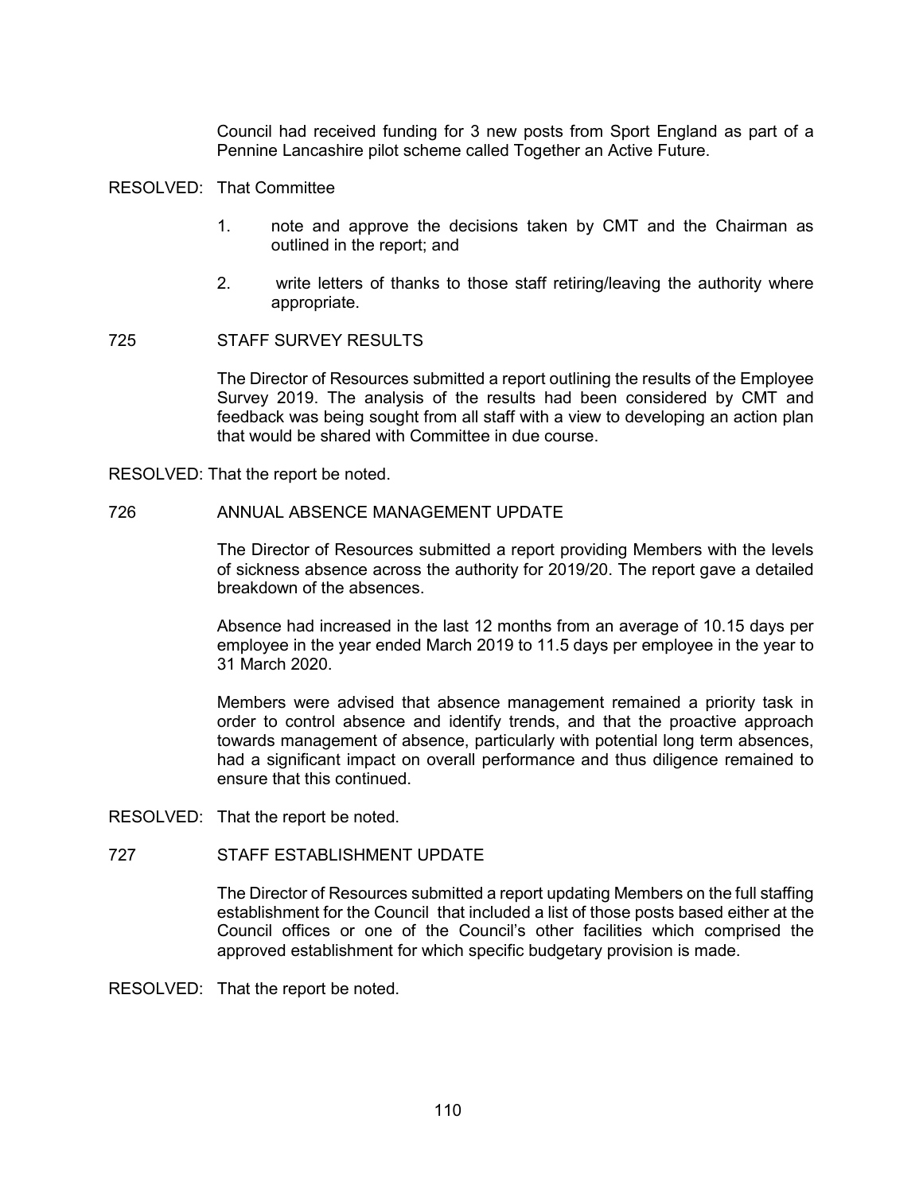Council had received funding for 3 new posts from Sport England as part of a Pennine Lancashire pilot scheme called Together an Active Future.

RESOLVED: That Committee

1. note and approve the decisions taken by CMT and the Chairman as outlined in the report; and
2. write letters of thanks to those staff retiring/leaving the authority where appropriate.

## 725 STAFF SURVEY RESULTS

The Director of Resources submitted a report outlining the results of the Employee Survey 2019. The analysis of the results had been considered by CMT and feedback was being sought from all staff with a view to developing an action plan that would be shared with Committee in due course.

RESOLVED: That the report be noted.

## 726 ANNUAL ABSENCE MANAGEMENT UPDATE

The Director of Resources submitted a report providing Members with the levels of sickness absence across the authority for 2019/20. The report gave a detailed breakdown of the absences.

Absence had increased in the last 12 months from an average of 10.15 days per employee in the year ended March 2019 to 11.5 days per employee in the year to 31 March 2020.

Members were advised that absence management remained a priority task in order to control absence and identify trends, and that the proactive approach towards management of absence, particularly with potential long term absences, had a significant impact on overall performance and thus diligence remained to ensure that this continued.

RESOLVED: That the report be noted.

## 727 STAFF ESTABLISHMENT UPDATE

The Director of Resources submitted a report updating Members on the full staffing establishment for the Council that included a list of those posts based either at the Council offices or one of the Council's other facilities which comprised the approved establishment for which specific budgetary provision is made.

RESOLVED: That the report be noted.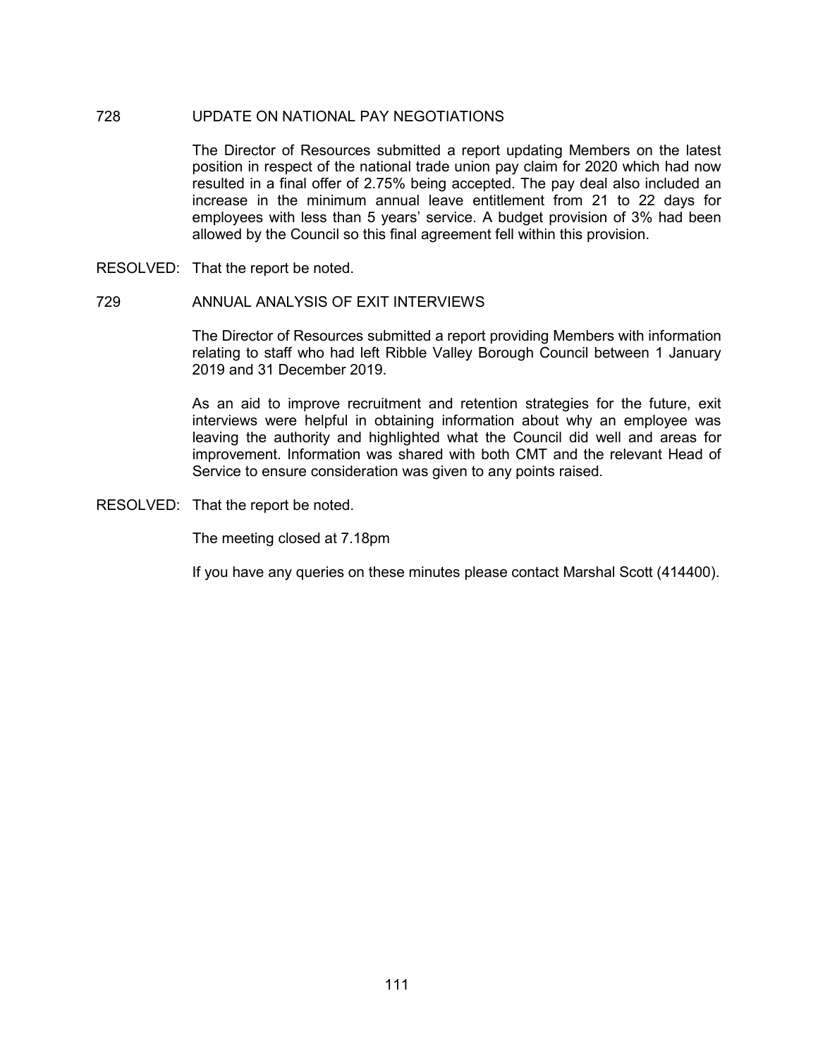728 UPDATE ON NATIONAL PAY NEGOTIATIONS

The Director of Resources submitted a report updating Members on the latest position in respect of the national trade union pay claim for 2020 which had now resulted in a final offer of 2.75% being accepted. The pay deal also included an increase in the minimum annual leave entitlement from 21 to 22 days for employees with less than 5 years' service. A budget provision of 3% had been allowed by the Council so this final agreement fell within this provision.

RESOLVED: That the report be noted.

729 ANNUAL ANALYSIS OF EXIT INTERVIEWS

The Director of Resources submitted a report providing Members with information relating to staff who had left Ribble Valley Borough Council between 1 January 2019 and 31 December 2019.

As an aid to improve recruitment and retention strategies for the future, exit interviews were helpful in obtaining information about why an employee was leaving the authority and highlighted what the Council did well and areas for improvement. Information was shared with both CMT and the relevant Head of Service to ensure consideration was given to any points raised.

RESOLVED: That the report be noted.

The meeting closed at 7.18pm

If you have any queries on these minutes please contact Marshal Scott (414400).